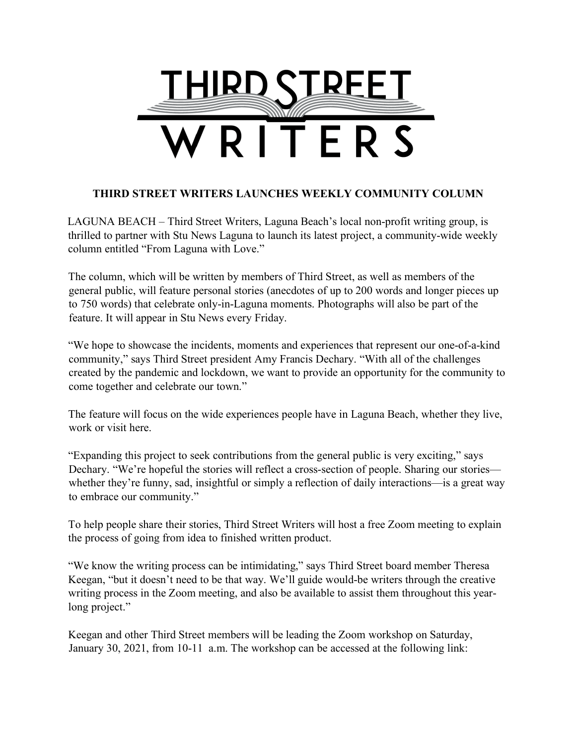# THIRD STREET WRITERS

## THIRD STREET WRITERS LAUNCHES WEEKLY COMMUNITY COLUMN

LAGUNA BEACH – Third Street Writers, Laguna Beach's local non-profit writing group, is thrilled to partner with Stu News Laguna to launch its latest project, a community-wide weekly column entitled "From Laguna with Love."

The column, which will be written by members of Third Street, as well as members of the general public, will feature personal stories (anecdotes of up to 200 words and longer pieces up to 750 words) that celebrate only-in-Laguna moments. Photographs will also be part of the feature. It will appear in Stu News every Friday.

"We hope to showcase the incidents, moments and experiences that represent our one-of-a-kind community," says Third Street president Amy Francis Dechary. "With all of the challenges created by the pandemic and lockdown, we want to provide an opportunity for the community to come together and celebrate our town."

The feature will focus on the wide experiences people have in Laguna Beach, whether they live, work or visit here.

"Expanding this project to seek contributions from the general public is very exciting," says Dechary. "We're hopeful the stories will reflect a cross-section of people. Sharing our stories—whether they're funny, sad, insightful or simply a reflection of daily interactions—is a great way to embrace our community."

To help people share their stories, Third Street Writers will host a free Zoom meeting to explain the process of going from idea to finished written product.

"We know the writing process can be intimidating," says Third Street board member Theresa Keegan, "but it doesn't need to be that way. We'll guide would-be writers through the creative writing process in the Zoom meeting, and also be available to assist them throughout this year-long project."

Keegan and other Third Street members will be leading the Zoom workshop on Saturday, January 30, 2021, from 10-11 a.m. The workshop can be accessed at the following link: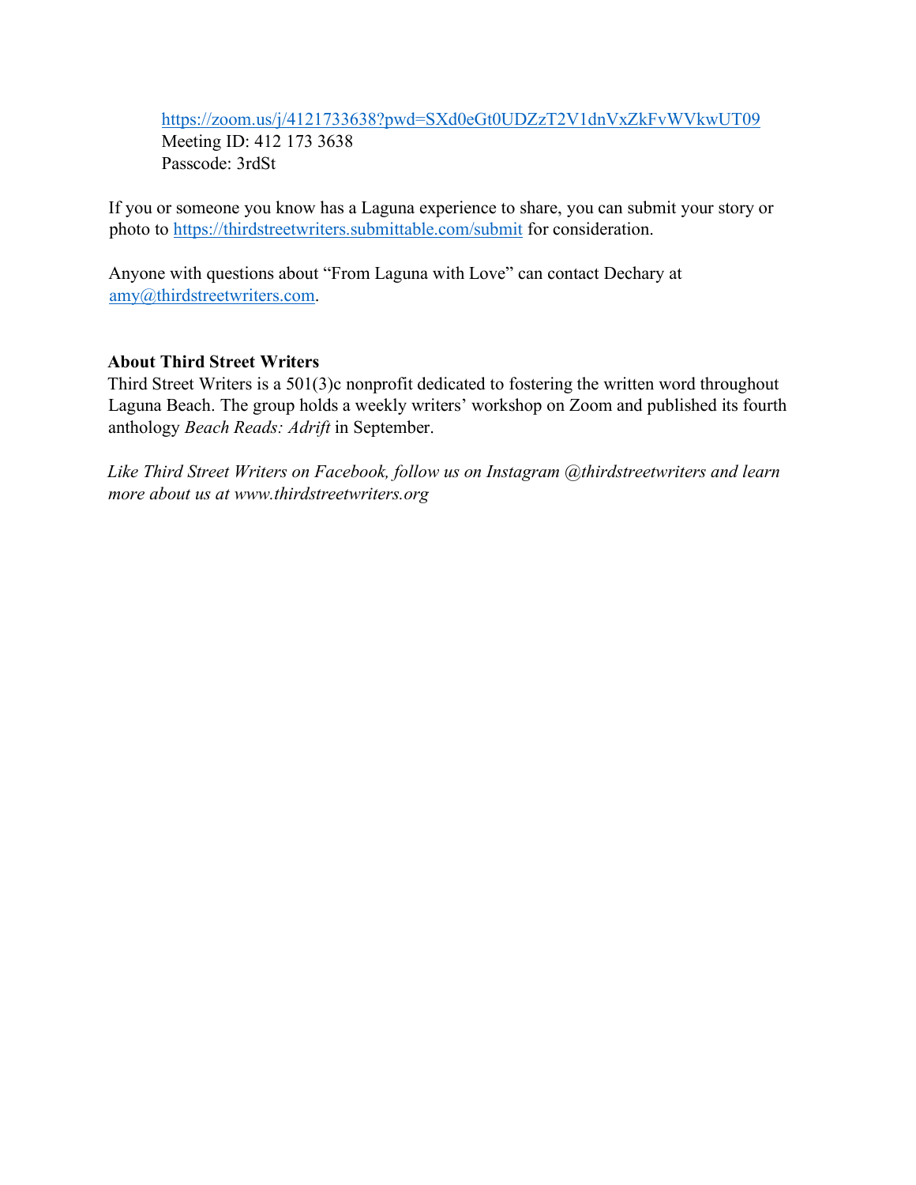https://zoom.us/j/4121733638?pwd=SXd0eGt0UDZzT2V1dnVxZkFvWVkwUT09
Meeting ID: 412 173 3638
Passcode: 3rdSt

If you or someone you know has a Laguna experience to share, you can submit your story or photo to https://thirdstreetwriters.submittable.com/submit for consideration.

Anyone with questions about "From Laguna with Love" can contact Dechary at amy@thirdstreetwriters.com.

**About Third Street Writers**
Third Street Writers is a 501(3)c nonprofit dedicated to fostering the written word throughout Laguna Beach. The group holds a weekly writers' workshop on Zoom and published its fourth anthology *Beach Reads: Adrift* in September.

*Like Third Street Writers on Facebook, follow us on Instagram @thirdstreetwriters and learn more about us at www.thirdstreetwriters.org*